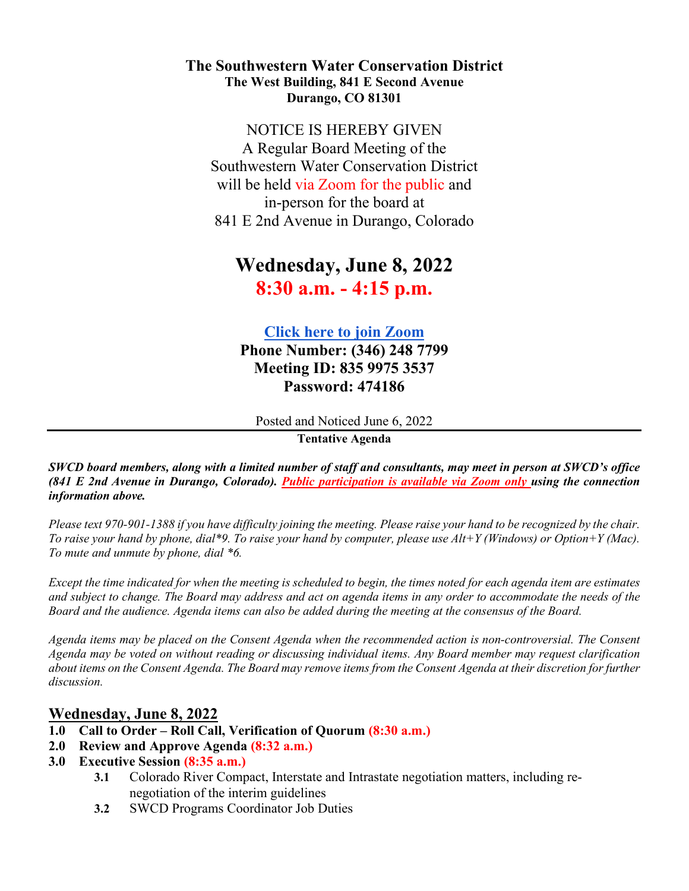**The Southwestern Water Conservation District**
**The West Building, 841 E Second Avenue**
**Durango, CO 81301**

NOTICE IS HEREBY GIVEN
A Regular Board Meeting of the
Southwestern Water Conservation District
will be held via Zoom for the public and
in-person for the board at
841 E 2nd Avenue in Durango, Colorado

# Wednesday, June 8, 2022

## 8:30 a.m. - 4:15 p.m.

**Click here to join Zoom**
**Phone Number: (346) 248 7799**
**Meeting ID: 835 9975 3537**
**Password: 474186**

Posted and Noticed June 6, 2022

---

**Tentative Agenda**

***SWCD board members, along with a limited number of staff and consultants, may meet in person at SWCD's office (841 E 2nd Avenue in Durango, Colorado). Public participation is available via Zoom only using the connection information above.***

*Please text 970-901-1388 if you have difficulty joining the meeting. Please raise your hand to be recognized by the chair. To raise your hand by phone, dial*9. To raise your hand by computer, please use Alt+Y (Windows) or Option+Y (Mac). To mute and unmute by phone, dial *6.*

*Except the time indicated for when the meeting is scheduled to begin, the times noted for each agenda item are estimates and subject to change. The Board may address and act on agenda items in any order to accommodate the needs of the Board and the audience. Agenda items can also be added during the meeting at the consensus of the Board.*

*Agenda items may be placed on the Consent Agenda when the recommended action is non-controversial. The Consent Agenda may be voted on without reading or discussing individual items. Any Board member may request clarification about items on the Consent Agenda. The Board may remove items from the Consent Agenda at their discretion for further discussion.*

## Wednesday, June 8, 2022

**1.0 Call to Order – Roll Call, Verification of Quorum (8:30 a.m.)**
**2.0 Review and Approve Agenda (8:32 a.m.)**
**3.0 Executive Session (8:35 a.m.)**

- **3.1** Colorado River Compact, Interstate and Intrastate negotiation matters, including re-negotiation of the interim guidelines
- **3.2** SWCD Programs Coordinator Job Duties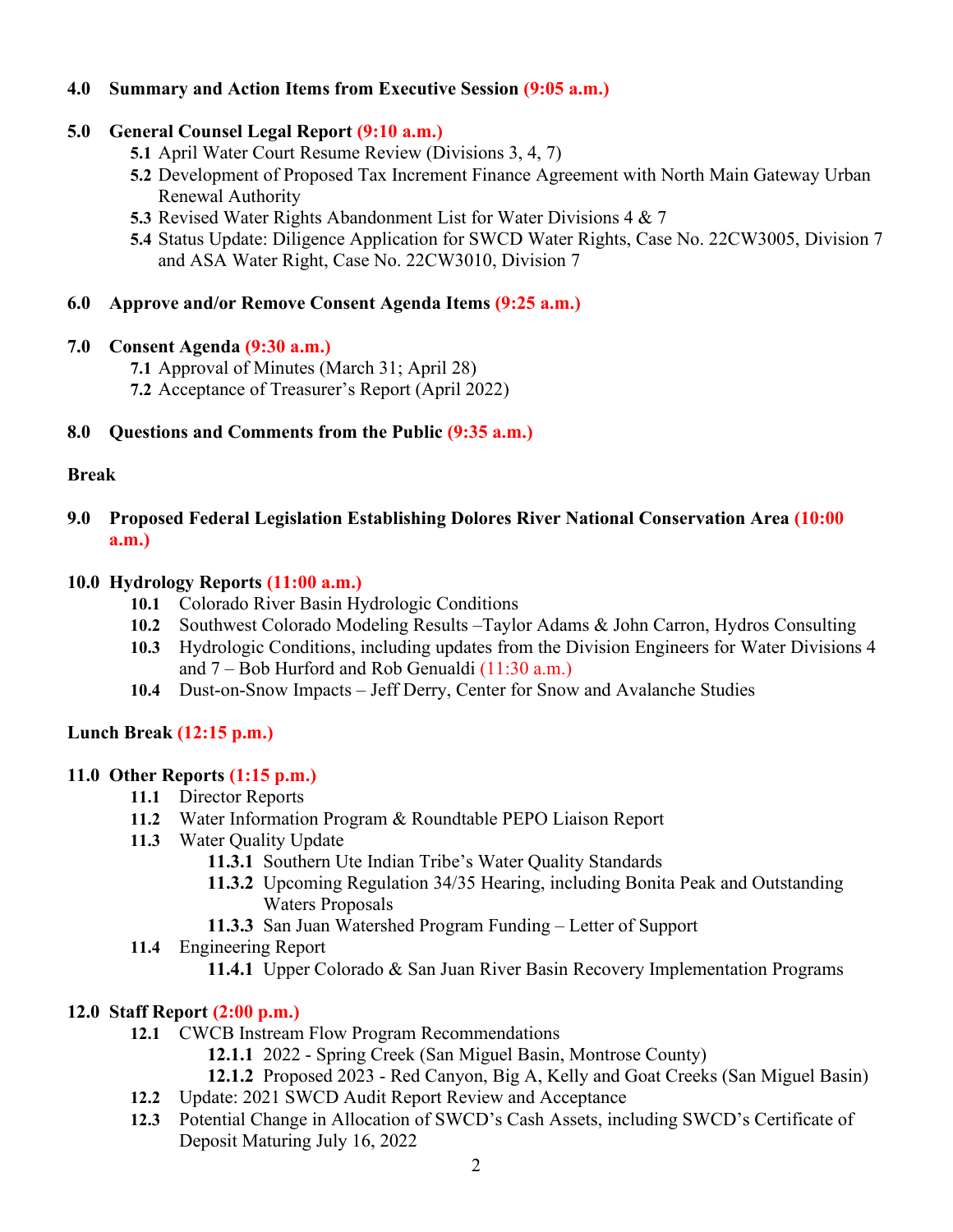**4.0 Summary and Action Items from Executive Session (9:05 a.m.)**

**5.0 General Counsel Legal Report (9:10 a.m.)**

- **5.1** April Water Court Resume Review (Divisions 3, 4, 7)
- **5.2** Development of Proposed Tax Increment Finance Agreement with North Main Gateway Urban Renewal Authority
- **5.3** Revised Water Rights Abandonment List for Water Divisions 4 & 7
- **5.4** Status Update: Diligence Application for SWCD Water Rights, Case No. 22CW3005, Division 7 and ASA Water Right, Case No. 22CW3010, Division 7

**6.0 Approve and/or Remove Consent Agenda Items (9:25 a.m.)**

**7.0 Consent Agenda (9:30 a.m.)**

- **7.1** Approval of Minutes (March 31; April 28)
- **7.2** Acceptance of Treasurer's Report (April 2022)

**8.0 Questions and Comments from the Public (9:35 a.m.)**

**Break**

**9.0 Proposed Federal Legislation Establishing Dolores River National Conservation Area (10:00 a.m.)**

**10.0 Hydrology Reports (11:00 a.m.)**

- **10.1** Colorado River Basin Hydrologic Conditions
- **10.2** Southwest Colorado Modeling Results –Taylor Adams & John Carron, Hydros Consulting
- **10.3** Hydrologic Conditions, including updates from the Division Engineers for Water Divisions 4 and 7 – Bob Hurford and Rob Genualdi (11:30 a.m.)
- **10.4** Dust-on-Snow Impacts – Jeff Derry, Center for Snow and Avalanche Studies

**Lunch Break (12:15 p.m.)**

**11.0 Other Reports (1:15 p.m.)**

- **11.1** Director Reports
- **11.2** Water Information Program & Roundtable PEPO Liaison Report
- **11.3** Water Quality Update
  - **11.3.1** Southern Ute Indian Tribe's Water Quality Standards
  - **11.3.2** Upcoming Regulation 34/35 Hearing, including Bonita Peak and Outstanding Waters Proposals
  - **11.3.3** San Juan Watershed Program Funding – Letter of Support
- **11.4** Engineering Report
  - **11.4.1** Upper Colorado & San Juan River Basin Recovery Implementation Programs

**12.0 Staff Report (2:00 p.m.)**

- **12.1** CWCB Instream Flow Program Recommendations
  - **12.1.1** 2022 - Spring Creek (San Miguel Basin, Montrose County)
  - **12.1.2** Proposed 2023 - Red Canyon, Big A, Kelly and Goat Creeks (San Miguel Basin)
- **12.2** Update: 2021 SWCD Audit Report Review and Acceptance
- **12.3** Potential Change in Allocation of SWCD's Cash Assets, including SWCD's Certificate of Deposit Maturing July 16, 2022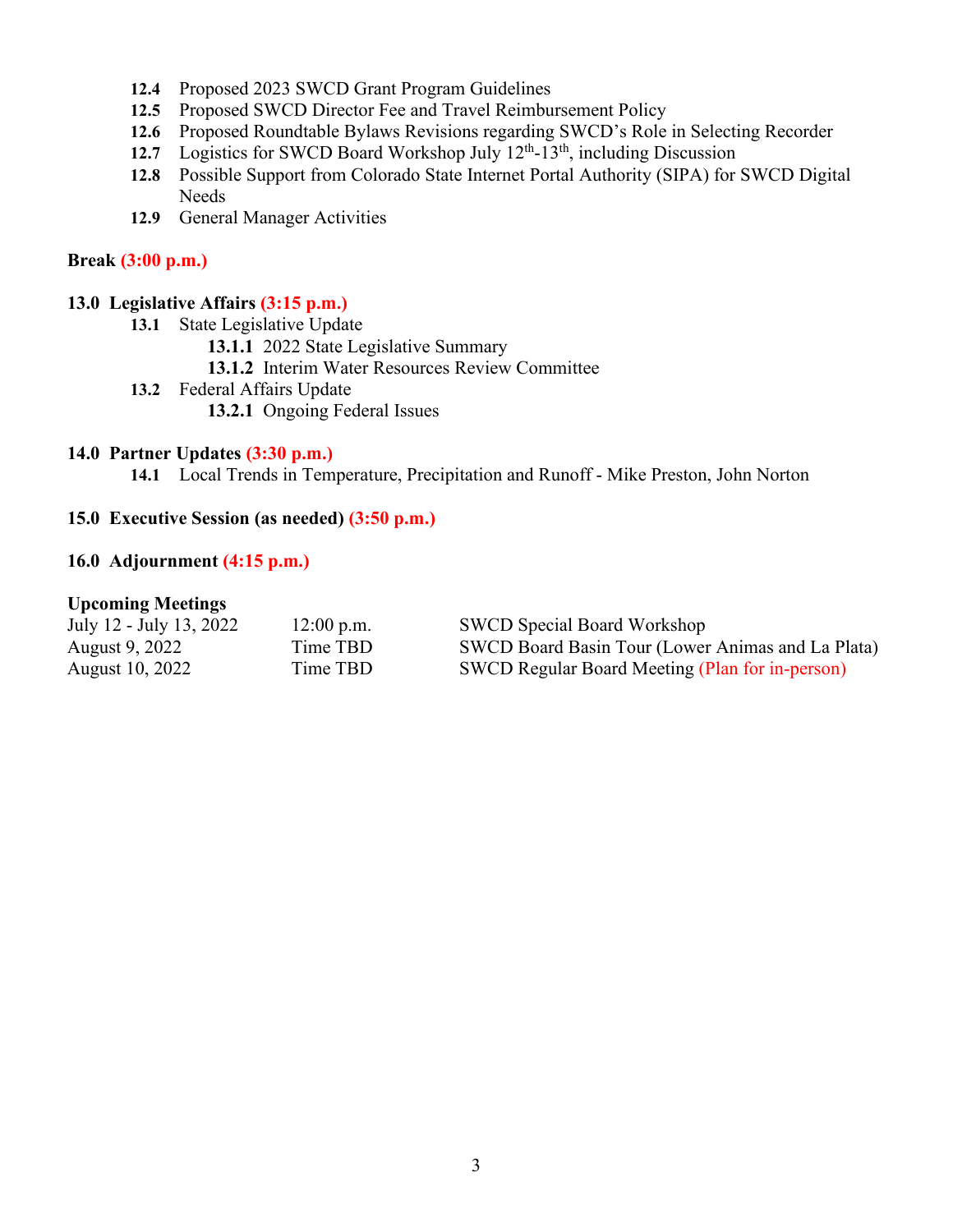**12.4** Proposed 2023 SWCD Grant Program Guidelines
**12.5** Proposed SWCD Director Fee and Travel Reimbursement Policy
**12.6** Proposed Roundtable Bylaws Revisions regarding SWCD's Role in Selecting Recorder
**12.7** Logistics for SWCD Board Workshop July 12th-13th, including Discussion
**12.8** Possible Support from Colorado State Internet Portal Authority (SIPA) for SWCD Digital Needs
**12.9** General Manager Activities

**Break (3:00 p.m.)**

**13.0 Legislative Affairs (3:15 p.m.)**

**13.1** State Legislative Update
- **13.1.1** 2022 State Legislative Summary
- **13.1.2** Interim Water Resources Review Committee

**13.2** Federal Affairs Update
- **13.2.1** Ongoing Federal Issues

**14.0 Partner Updates (3:30 p.m.)**

**14.1** Local Trends in Temperature, Precipitation and Runoff - Mike Preston, John Norton

**15.0 Executive Session (as needed) (3:50 p.m.)**

**16.0 Adjournment (4:15 p.m.)**

**Upcoming Meetings**

| | | |
|---|---|---|
| July 12 - July 13, 2022 | 12:00 p.m. | SWCD Special Board Workshop |
| August 9, 2022 | Time TBD | SWCD Board Basin Tour (Lower Animas and La Plata) |
| August 10, 2022 | Time TBD | SWCD Regular Board Meeting (Plan for in-person) |